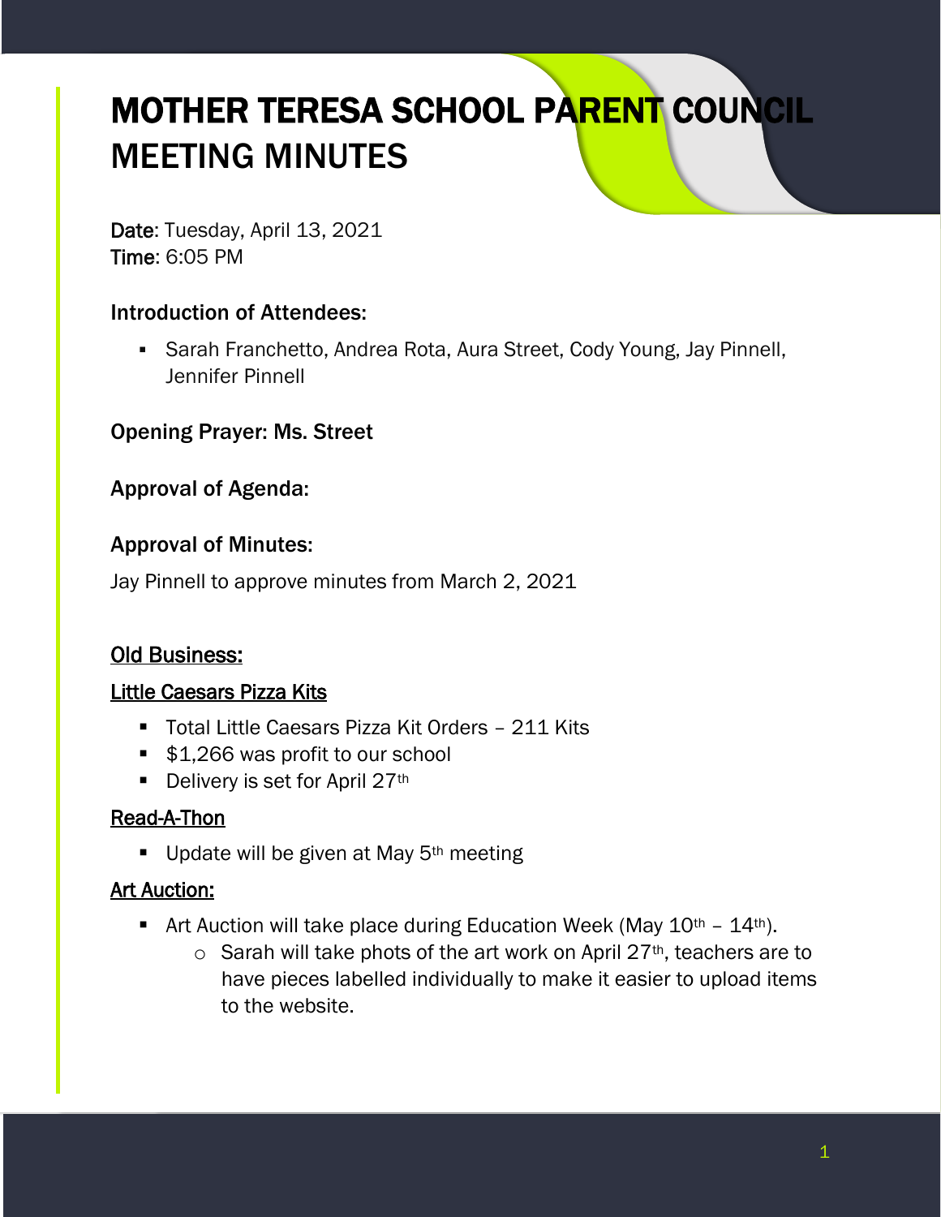# MOTHER TERESA SCHOOL PARENT COUNCIL MEETING MINUTES

**Date**: Tuesday, April 13, 2021
**Time**: 6:05 PM

### Introduction of Attendees:

- Sarah Franchetto, Andrea Rota, Aura Street, Cody Young, Jay Pinnell, Jennifer Pinnell

### Opening Prayer: Ms. Street

### Approval of Agenda:

### Approval of Minutes:

Jay Pinnell to approve minutes from March 2, 2021

## Old Business:

### Little Caesars Pizza Kits

- Total Little Caesars Pizza Kit Orders – 211 Kits
- $1,266 was profit to our school
- Delivery is set for April 27th

### Read-A-Thon

- Update will be given at May 5th meeting

### Art Auction:

- Art Auction will take place during Education Week (May 10th – 14th).
  - Sarah will take phots of the art work on April 27th, teachers are to have pieces labelled individually to make it easier to upload items to the website.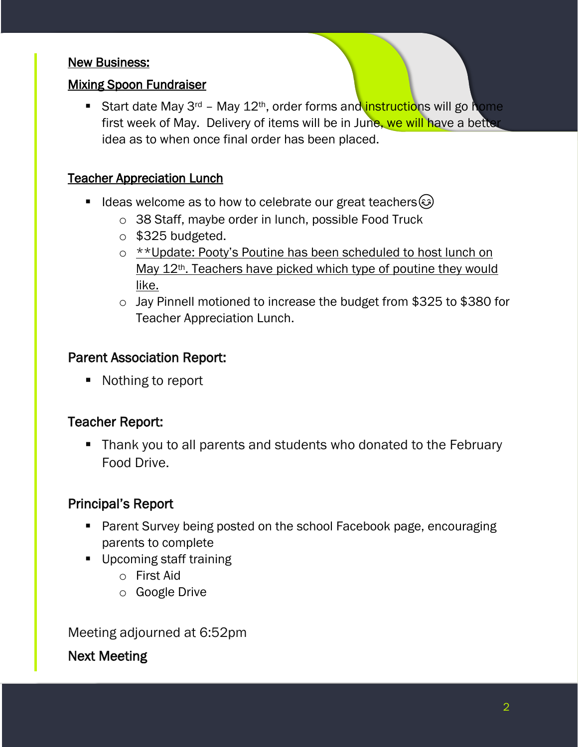## New Business:

### Mixing Spoon Fundraiser

- Start date May 3rd – May 12th, order forms and instructions will go home first week of May. Delivery of items will be in June, we will have a better idea as to when once final order has been placed.

### Teacher Appreciation Lunch

- Ideas welcome as to how to celebrate our great teachers😊
  - 38 Staff, maybe order in lunch, possible Food Truck
  - $325 budgeted.
  - **Update: Pooty's Poutine has been scheduled to host lunch on May 12th. Teachers have picked which type of poutine they would like.
  - Jay Pinnell motioned to increase the budget from $325 to $380 for Teacher Appreciation Lunch.

## Parent Association Report:

- Nothing to report

## Teacher Report:

- Thank you to all parents and students who donated to the February Food Drive.

## Principal's Report

- Parent Survey being posted on the school Facebook page, encouraging parents to complete
- Upcoming staff training
  - First Aid
  - Google Drive

Meeting adjourned at 6:52pm

## Next Meeting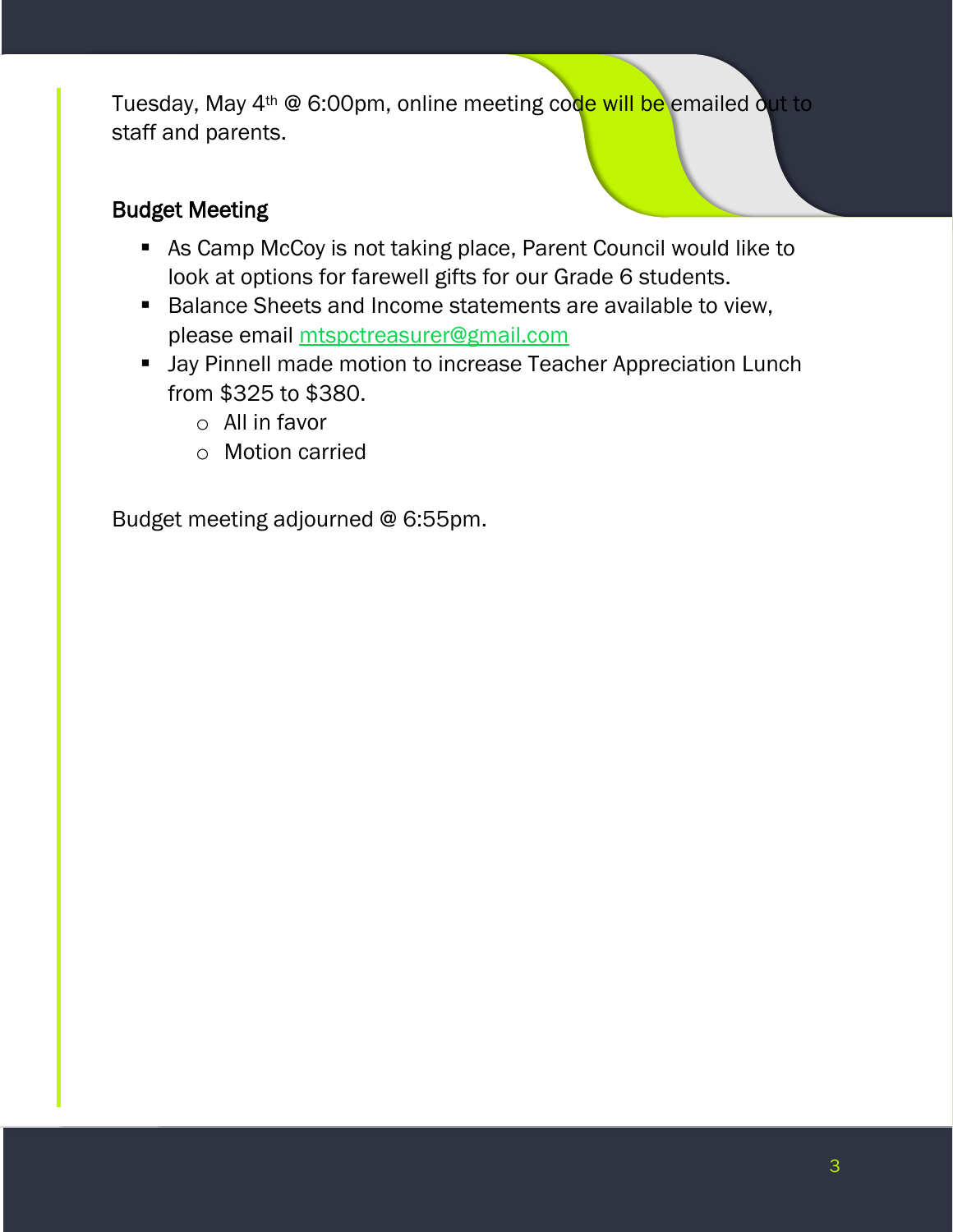Tuesday, May 4th @ 6:00pm, online meeting code will be emailed out to staff and parents.

## Budget Meeting

- As Camp McCoy is not taking place, Parent Council would like to look at options for farewell gifts for our Grade 6 students.
- Balance Sheets and Income statements are available to view, please email mtspctreasurer@gmail.com
- Jay Pinnell made motion to increase Teacher Appreciation Lunch from $325 to $380.
  - All in favor
  - Motion carried

Budget meeting adjourned @ 6:55pm.